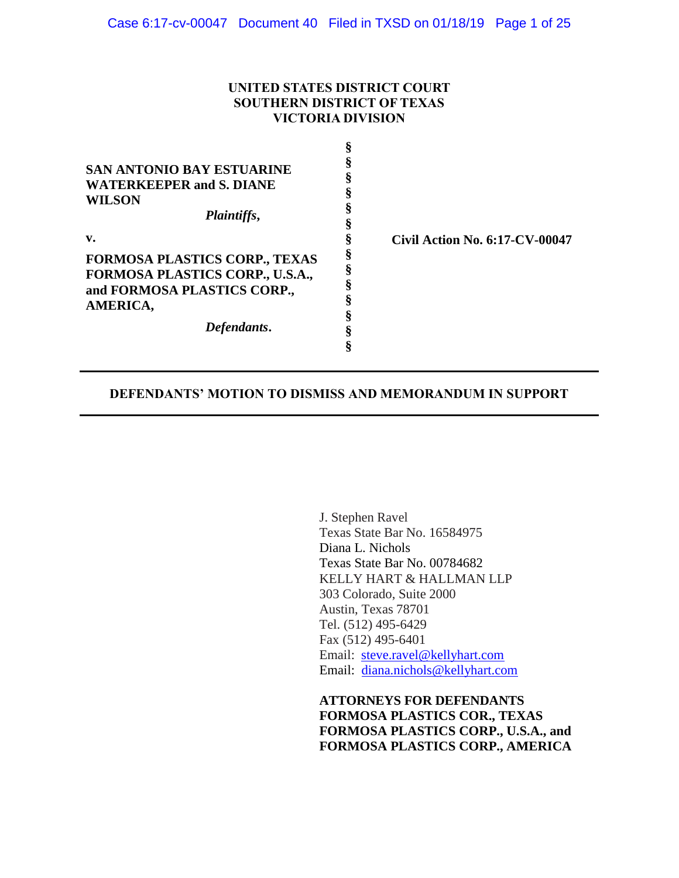**UNITED STATES DISTRICT COURT**
**SOUTHERN DISTRICT OF TEXAS**
**VICTORIA DIVISION**

| | | |
|---|---|---|
| **SAN ANTONIO BAY ESTUARINE WATERKEEPER and S. DIANE WILSON** | § | |
| *Plaintiffs*, | § | |
| **v.** | § | **Civil Action No. 6:17-CV-00047** |
| **FORMOSA PLASTICS CORP., TEXAS FORMOSA PLASTICS CORP., U.S.A., and FORMOSA PLASTICS CORP., AMERICA,** | § | |
| *Defendants*. | § | |

---

**DEFENDANTS' MOTION TO DISMISS AND MEMORANDUM IN SUPPORT**

---

J. Stephen Ravel
Texas State Bar No. 16584975
Diana L. Nichols
Texas State Bar No. 00784682
KELLY HART & HALLMAN LLP
303 Colorado, Suite 2000
Austin, Texas 78701
Tel. (512) 495-6429
Fax (512) 495-6401
Email: steve.ravel@kellyhart.com
Email: diana.nichols@kellyhart.com

**ATTORNEYS FOR DEFENDANTS FORMOSA PLASTICS COR., TEXAS FORMOSA PLASTICS CORP., U.S.A., and FORMOSA PLASTICS CORP., AMERICA**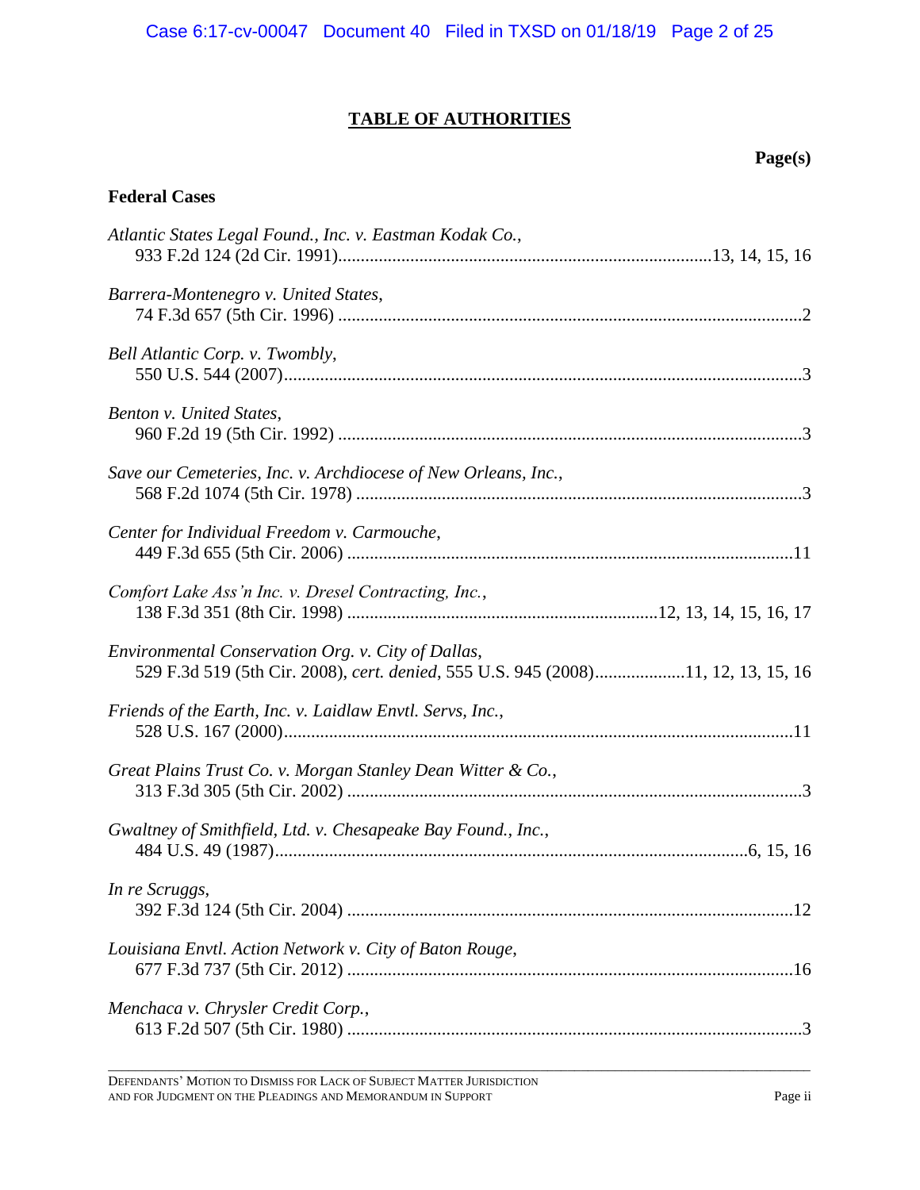## TABLE OF AUTHORITIES

**Page(s)**

### Federal Cases

*Atlantic States Legal Found., Inc. v. Eastman Kodak Co.*,
933 F.2d 124 (2d Cir. 1991) .......... 13, 14, 15, 16

*Barrera-Montenegro v. United States*,
74 F.3d 657 (5th Cir. 1996) .......... 2

*Bell Atlantic Corp. v. Twombly*,
550 U.S. 544 (2007) .......... 3

*Benton v. United States*,
960 F.2d 19 (5th Cir. 1992) .......... 3

*Save our Cemeteries, Inc. v. Archdiocese of New Orleans, Inc.*,
568 F.2d 1074 (5th Cir. 1978) .......... 3

*Center for Individual Freedom v. Carmouche*,
449 F.3d 655 (5th Cir. 2006) .......... 11

*Comfort Lake Ass'n Inc. v. Dresel Contracting, Inc.*,
138 F.3d 351 (8th Cir. 1998) .......... 12, 13, 14, 15, 16, 17

*Environmental Conservation Org. v. City of Dallas*,
529 F.3d 519 (5th Cir. 2008), *cert. denied*, 555 U.S. 945 (2008) .......... 11, 12, 13, 15, 16

*Friends of the Earth, Inc. v. Laidlaw Envtl. Servs, Inc.*,
528 U.S. 167 (2000) .......... 11

*Great Plains Trust Co. v. Morgan Stanley Dean Witter & Co.*,
313 F.3d 305 (5th Cir. 2002) .......... 3

*Gwaltney of Smithfield, Ltd. v. Chesapeake Bay Found., Inc.*,
484 U.S. 49 (1987) .......... 6, 15, 16

*In re Scruggs*,
392 F.3d 124 (5th Cir. 2004) .......... 12

*Louisiana Envtl. Action Network v. City of Baton Rouge*,
677 F.3d 737 (5th Cir. 2012) .......... 16

*Menchaca v. Chrysler Credit Corp.*,
613 F.2d 507 (5th Cir. 1980) .......... 3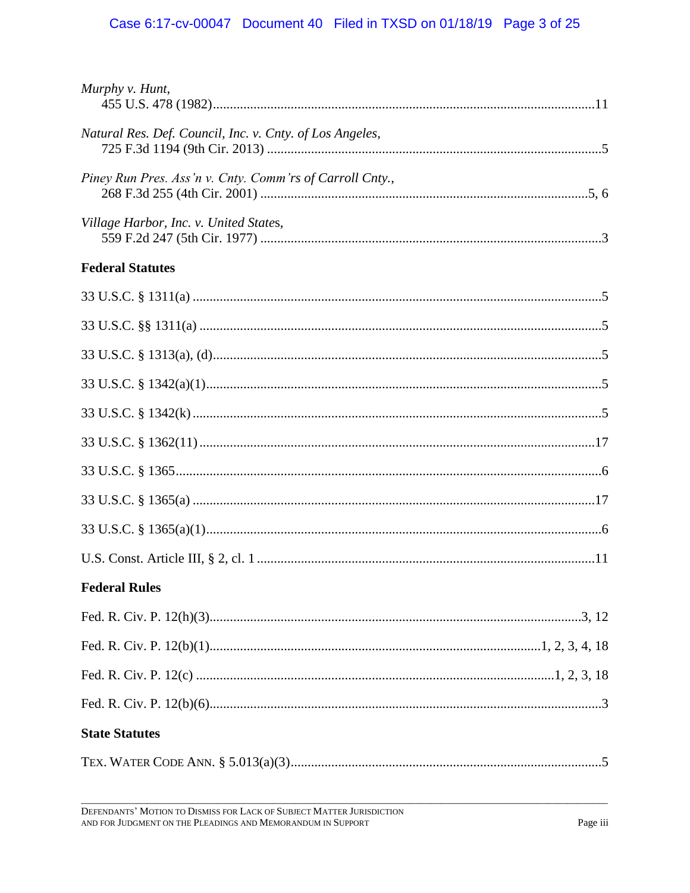*Murphy v. Hunt*,
455 U.S. 478 (1982)....................................................................................................11

*Natural Res. Def. Council, Inc. v. Cnty. of Los Angeles*,
725 F.3d 1194 (9th Cir. 2013) ......................................................................................5

*Piney Run Pres. Ass'n v. Cnty. Comm'rs of Carroll Cnty.*,
268 F.3d 255 (4th Cir. 2001) ....................................................................................5, 6

*Village Harbor, Inc. v. United States*,
559 F.2d 247 (5th Cir. 1977) ........................................................................................3

**Federal Statutes**

33 U.S.C. § 1311(a) ...........................................................................................................5

33 U.S.C. §§ 1311(a) .........................................................................................................5

33 U.S.C. § 1313(a), (d).....................................................................................................5

33 U.S.C. § 1342(a)(1).......................................................................................................5

33 U.S.C. § 1342(k) ...........................................................................................................5

33 U.S.C. § 1362(11) .......................................................................................................17

33 U.S.C. § 1365................................................................................................................6

33 U.S.C. § 1365(a) .........................................................................................................17

33 U.S.C. § 1365(a)(1).......................................................................................................6

U.S. Const. Article III, § 2, cl. 1 ......................................................................................11

**Federal Rules**

Fed. R. Civ. P. 12(h)(3)................................................................................................3, 12

Fed. R. Civ. P. 12(b)(1)..................................................................................1, 2, 3, 4, 18

Fed. R. Civ. P. 12(c) .........................................................................................1, 2, 3, 18

Fed. R. Civ. P. 12(b)(6)......................................................................................................3

**State Statutes**

TEX. WATER CODE ANN. § 5.013(a)(3)................................................................................5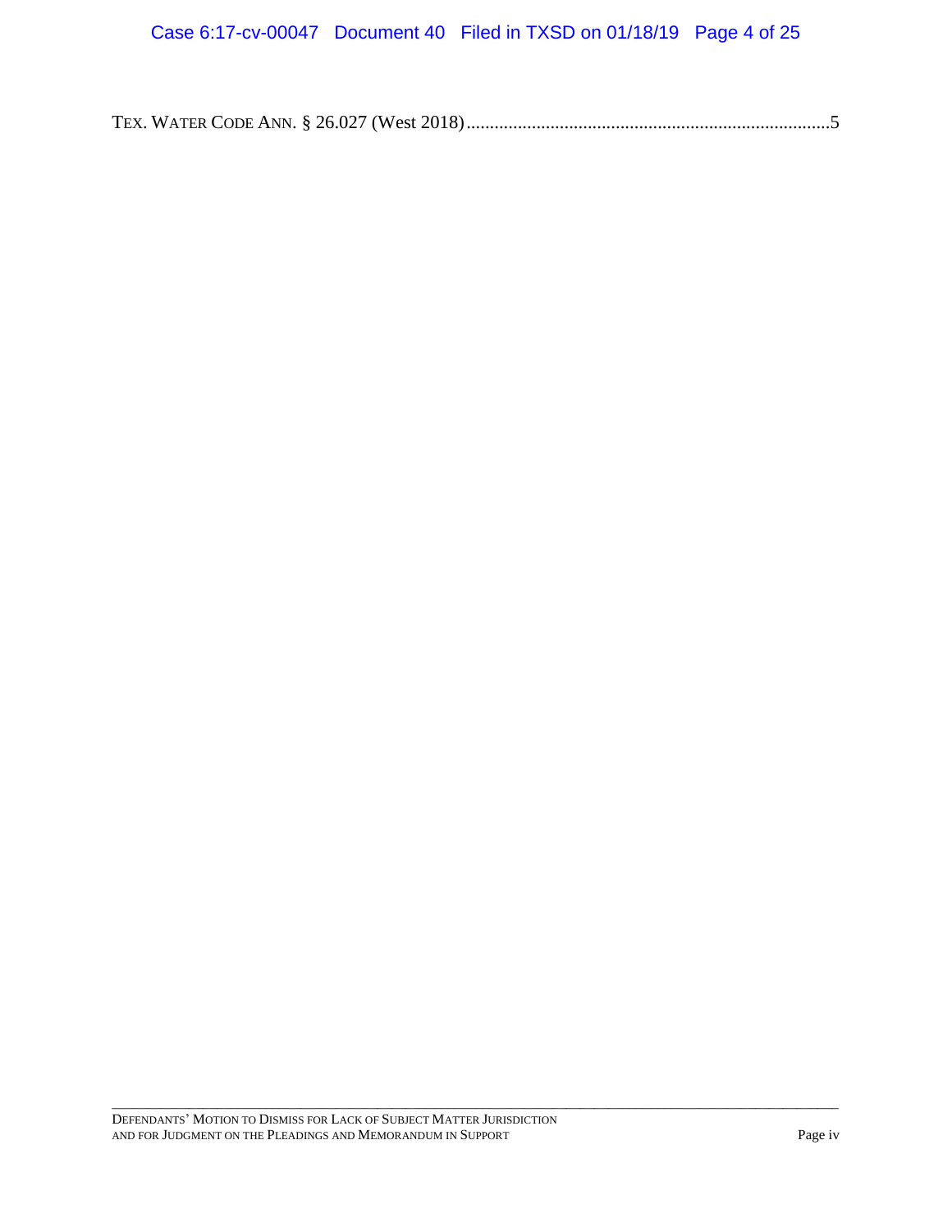TEX. WATER CODE ANN. § 26.027 (West 2018)..............................................................................5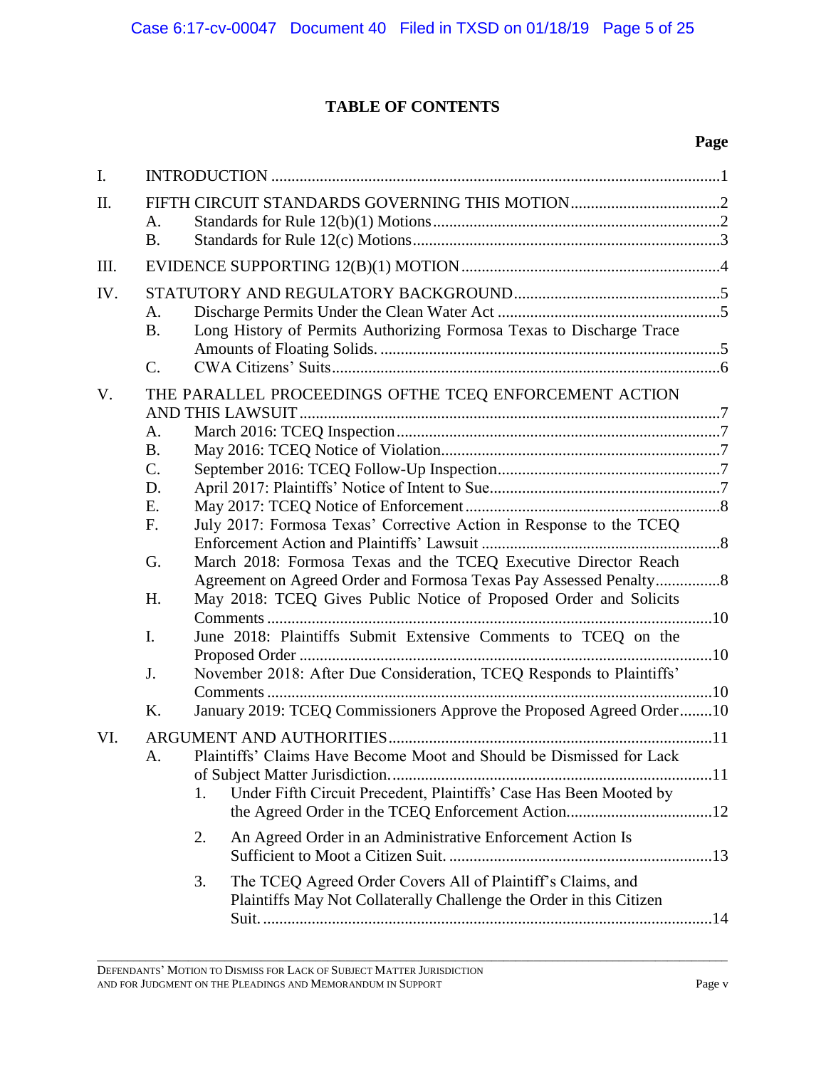# TABLE OF CONTENTS

| | | Page |
|---|---|---|
| I. | INTRODUCTION | 1 |
| II. | FIFTH CIRCUIT STANDARDS GOVERNING THIS MOTION | 2 |
| | A. Standards for Rule 12(b)(1) Motions | 2 |
| | B. Standards for Rule 12(c) Motions | 3 |
| III. | EVIDENCE SUPPORTING 12(B)(1) MOTION | 4 |
| IV. | STATUTORY AND REGULATORY BACKGROUND | 5 |
| | A. Discharge Permits Under the Clean Water Act | 5 |
| | B. Long History of Permits Authorizing Formosa Texas to Discharge Trace Amounts of Floating Solids. | 5 |
| | C. CWA Citizens' Suits | 6 |
| V. | THE PARALLEL PROCEEDINGS OFTHE TCEQ ENFORCEMENT ACTION AND THIS LAWSUIT | 7 |
| | A. March 2016: TCEQ Inspection | 7 |
| | B. May 2016: TCEQ Notice of Violation | 7 |
| | C. September 2016: TCEQ Follow-Up Inspection | 7 |
| | D. April 2017: Plaintiffs' Notice of Intent to Sue | 7 |
| | E. May 2017: TCEQ Notice of Enforcement | 8 |
| | F. July 2017: Formosa Texas' Corrective Action in Response to the TCEQ Enforcement Action and Plaintiffs' Lawsuit | 8 |
| | G. March 2018: Formosa Texas and the TCEQ Executive Director Reach Agreement on Agreed Order and Formosa Texas Pay Assessed Penalty | 8 |
| | H. May 2018: TCEQ Gives Public Notice of Proposed Order and Solicits Comments | 10 |
| | I. June 2018: Plaintiffs Submit Extensive Comments to TCEQ on the Proposed Order | 10 |
| | J. November 2018: After Due Consideration, TCEQ Responds to Plaintiffs' Comments | 10 |
| | K. January 2019: TCEQ Commissioners Approve the Proposed Agreed Order | 10 |
| VI. | ARGUMENT AND AUTHORITIES | 11 |
| | A. Plaintiffs' Claims Have Become Moot and Should be Dismissed for Lack of Subject Matter Jurisdiction. | 11 |
| | 1. Under Fifth Circuit Precedent, Plaintiffs' Case Has Been Mooted by the Agreed Order in the TCEQ Enforcement Action. | 12 |
| | 2. An Agreed Order in an Administrative Enforcement Action Is Sufficient to Moot a Citizen Suit. | 13 |
| | 3. The TCEQ Agreed Order Covers All of Plaintiff's Claims, and Plaintiffs May Not Collaterally Challenge the Order in this Citizen Suit. | 14 |

DEFENDANTS' MOTION TO DISMISS FOR LACK OF SUBJECT MATTER JURISDICTION AND FOR JUDGMENT ON THE PLEADINGS AND MEMORANDUM IN SUPPORT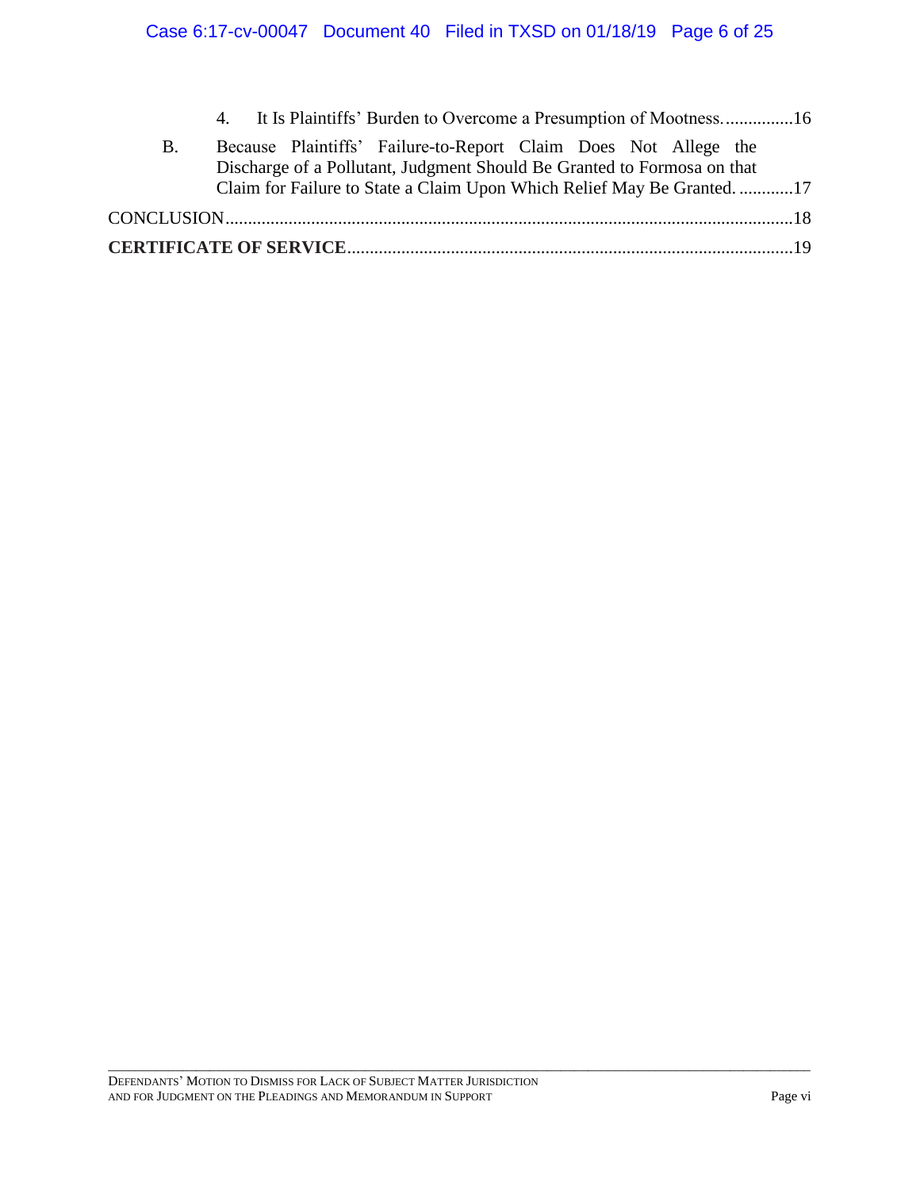4. It Is Plaintiffs' Burden to Overcome a Presumption of Mootness. ...............16

B. Because Plaintiffs' Failure-to-Report Claim Does Not Allege the Discharge of a Pollutant, Judgment Should Be Granted to Formosa on that Claim for Failure to State a Claim Upon Which Relief May Be Granted. ............17

CONCLUSION.............................................................................................................................18

**CERTIFICATE OF SERVICE**..................................................................................................19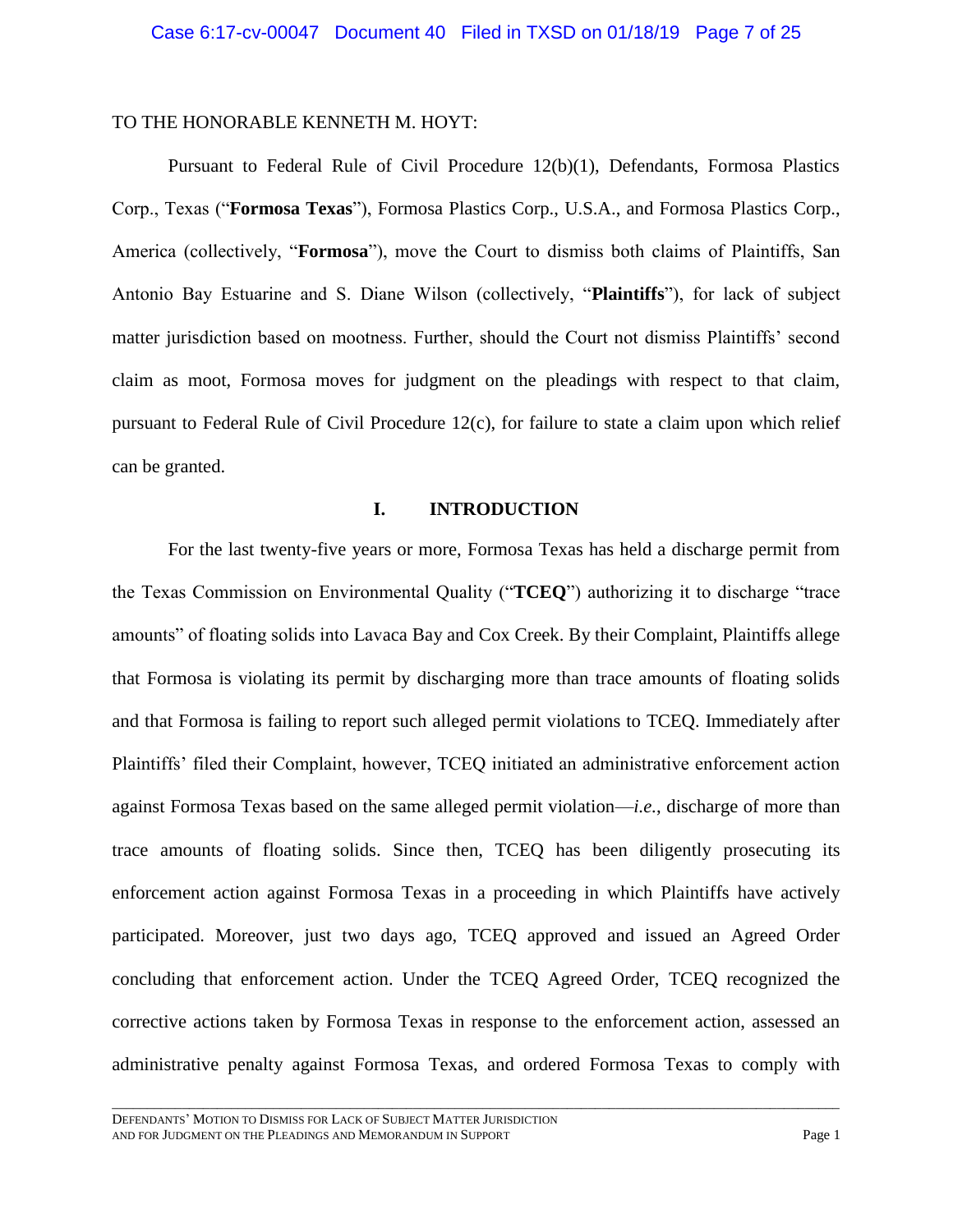TO THE HONORABLE KENNETH M. HOYT:

Pursuant to Federal Rule of Civil Procedure 12(b)(1), Defendants, Formosa Plastics Corp., Texas ("**Formosa Texas**"), Formosa Plastics Corp., U.S.A., and Formosa Plastics Corp., America (collectively, "**Formosa**"), move the Court to dismiss both claims of Plaintiffs, San Antonio Bay Estuarine and S. Diane Wilson (collectively, "**Plaintiffs**"), for lack of subject matter jurisdiction based on mootness. Further, should the Court not dismiss Plaintiffs' second claim as moot, Formosa moves for judgment on the pleadings with respect to that claim, pursuant to Federal Rule of Civil Procedure 12(c), for failure to state a claim upon which relief can be granted.

## I. INTRODUCTION

For the last twenty-five years or more, Formosa Texas has held a discharge permit from the Texas Commission on Environmental Quality ("**TCEQ**") authorizing it to discharge "trace amounts" of floating solids into Lavaca Bay and Cox Creek. By their Complaint, Plaintiffs allege that Formosa is violating its permit by discharging more than trace amounts of floating solids and that Formosa is failing to report such alleged permit violations to TCEQ. Immediately after Plaintiffs' filed their Complaint, however, TCEQ initiated an administrative enforcement action against Formosa Texas based on the same alleged permit violation—*i.e.*, discharge of more than trace amounts of floating solids. Since then, TCEQ has been diligently prosecuting its enforcement action against Formosa Texas in a proceeding in which Plaintiffs have actively participated. Moreover, just two days ago, TCEQ approved and issued an Agreed Order concluding that enforcement action. Under the TCEQ Agreed Order, TCEQ recognized the corrective actions taken by Formosa Texas in response to the enforcement action, assessed an administrative penalty against Formosa Texas, and ordered Formosa Texas to comply with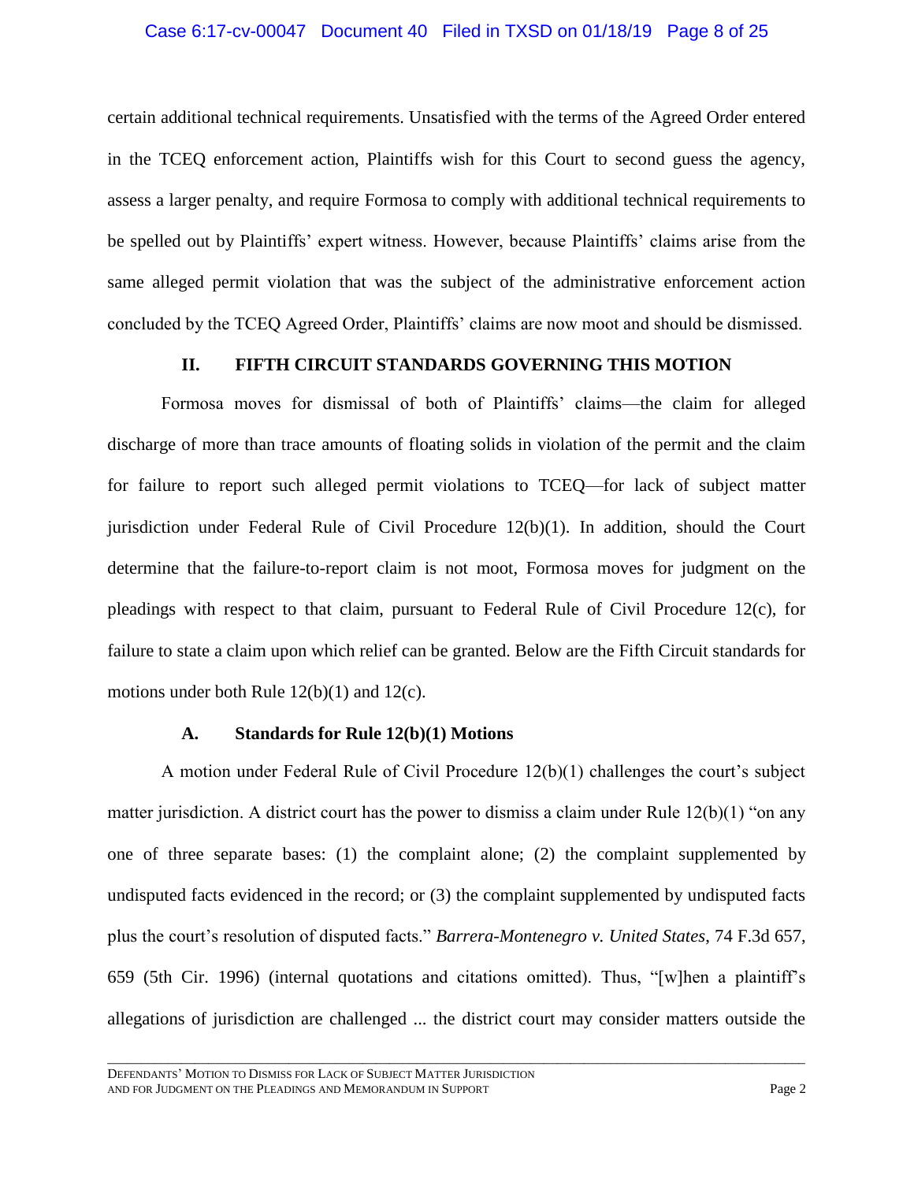certain additional technical requirements. Unsatisfied with the terms of the Agreed Order entered in the TCEQ enforcement action, Plaintiffs wish for this Court to second guess the agency, assess a larger penalty, and require Formosa to comply with additional technical requirements to be spelled out by Plaintiffs' expert witness. However, because Plaintiffs' claims arise from the same alleged permit violation that was the subject of the administrative enforcement action concluded by the TCEQ Agreed Order, Plaintiffs' claims are now moot and should be dismissed.

## II. FIFTH CIRCUIT STANDARDS GOVERNING THIS MOTION

Formosa moves for dismissal of both of Plaintiffs' claims—the claim for alleged discharge of more than trace amounts of floating solids in violation of the permit and the claim for failure to report such alleged permit violations to TCEQ—for lack of subject matter jurisdiction under Federal Rule of Civil Procedure 12(b)(1). In addition, should the Court determine that the failure-to-report claim is not moot, Formosa moves for judgment on the pleadings with respect to that claim, pursuant to Federal Rule of Civil Procedure 12(c), for failure to state a claim upon which relief can be granted. Below are the Fifth Circuit standards for motions under both Rule 12(b)(1) and 12(c).

### A. Standards for Rule 12(b)(1) Motions

A motion under Federal Rule of Civil Procedure 12(b)(1) challenges the court's subject matter jurisdiction. A district court has the power to dismiss a claim under Rule 12(b)(1) "on any one of three separate bases: (1) the complaint alone; (2) the complaint supplemented by undisputed facts evidenced in the record; or (3) the complaint supplemented by undisputed facts plus the court's resolution of disputed facts." *Barrera-Montenegro v. United States*, 74 F.3d 657, 659 (5th Cir. 1996) (internal quotations and citations omitted). Thus, "[w]hen a plaintiff's allegations of jurisdiction are challenged ... the district court may consider matters outside the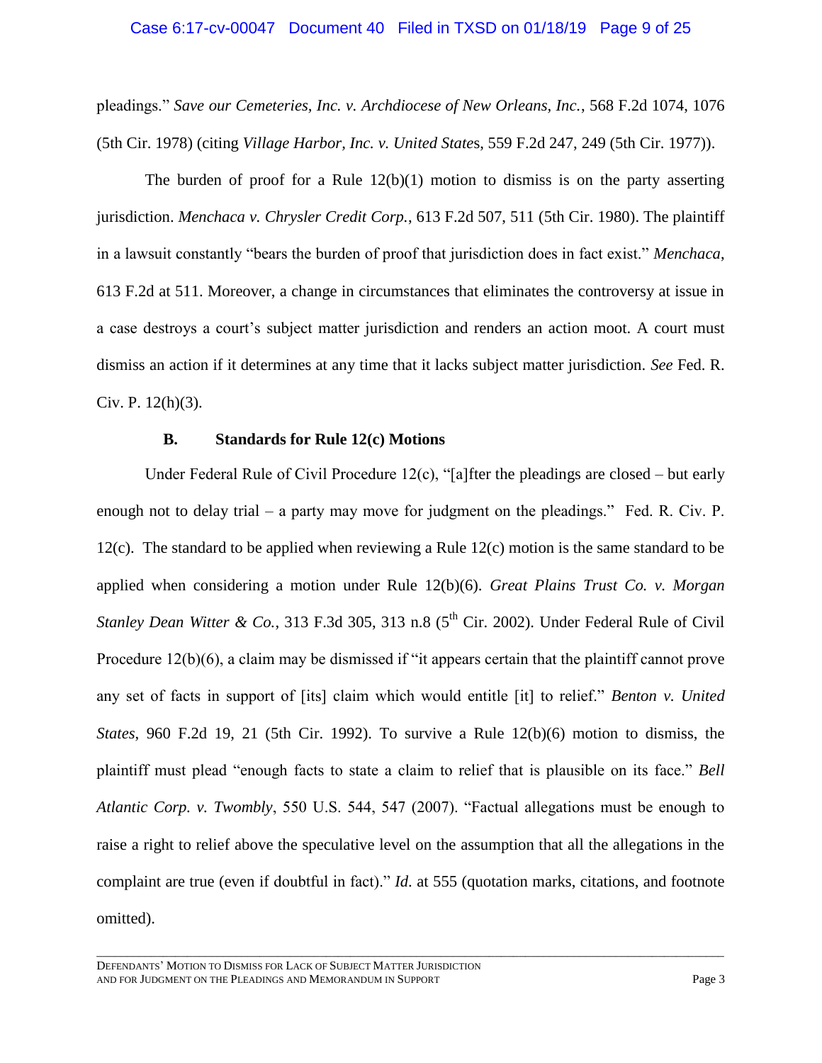pleadings." *Save our Cemeteries, Inc. v. Archdiocese of New Orleans, Inc.*, 568 F.2d 1074, 1076 (5th Cir. 1978) (citing *Village Harbor, Inc. v. United States*, 559 F.2d 247, 249 (5th Cir. 1977)).

The burden of proof for a Rule 12(b)(1) motion to dismiss is on the party asserting jurisdiction. *Menchaca v. Chrysler Credit Corp.*, 613 F.2d 507, 511 (5th Cir. 1980). The plaintiff in a lawsuit constantly "bears the burden of proof that jurisdiction does in fact exist." *Menchaca*, 613 F.2d at 511. Moreover, a change in circumstances that eliminates the controversy at issue in a case destroys a court's subject matter jurisdiction and renders an action moot. A court must dismiss an action if it determines at any time that it lacks subject matter jurisdiction. *See* Fed. R. Civ. P. 12(h)(3).

### B. Standards for Rule 12(c) Motions

Under Federal Rule of Civil Procedure 12(c), "[a]fter the pleadings are closed – but early enough not to delay trial – a party may move for judgment on the pleadings." Fed. R. Civ. P. 12(c). The standard to be applied when reviewing a Rule 12(c) motion is the same standard to be applied when considering a motion under Rule 12(b)(6). *Great Plains Trust Co. v. Morgan Stanley Dean Witter & Co.*, 313 F.3d 305, 313 n.8 (5th Cir. 2002). Under Federal Rule of Civil Procedure 12(b)(6), a claim may be dismissed if "it appears certain that the plaintiff cannot prove any set of facts in support of [its] claim which would entitle [it] to relief." *Benton v. United States*, 960 F.2d 19, 21 (5th Cir. 1992). To survive a Rule 12(b)(6) motion to dismiss, the plaintiff must plead "enough facts to state a claim to relief that is plausible on its face." *Bell Atlantic Corp. v. Twombly*, 550 U.S. 544, 547 (2007). "Factual allegations must be enough to raise a right to relief above the speculative level on the assumption that all the allegations in the complaint are true (even if doubtful in fact)." *Id.* at 555 (quotation marks, citations, and footnote omitted).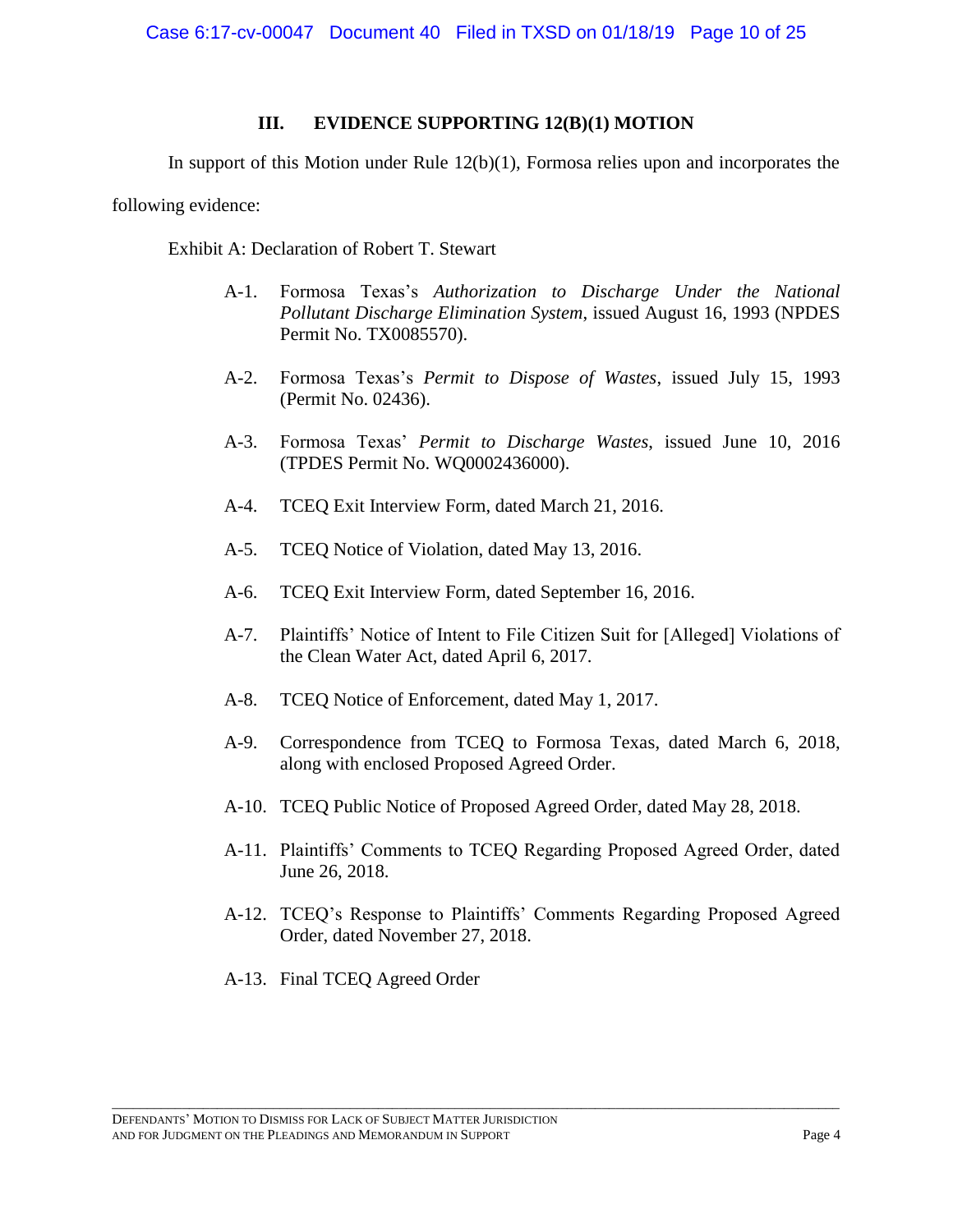## III. EVIDENCE SUPPORTING 12(B)(1) MOTION

In support of this Motion under Rule 12(b)(1), Formosa relies upon and incorporates the following evidence:

Exhibit A: Declaration of Robert T. Stewart

- A-1. Formosa Texas's *Authorization to Discharge Under the National Pollutant Discharge Elimination System*, issued August 16, 1993 (NPDES Permit No. TX0085570).
- A-2. Formosa Texas's *Permit to Dispose of Wastes*, issued July 15, 1993 (Permit No. 02436).
- A-3. Formosa Texas' *Permit to Discharge Wastes*, issued June 10, 2016 (TPDES Permit No. WQ0002436000).
- A-4. TCEQ Exit Interview Form, dated March 21, 2016.
- A-5. TCEQ Notice of Violation, dated May 13, 2016.
- A-6. TCEQ Exit Interview Form, dated September 16, 2016.
- A-7. Plaintiffs' Notice of Intent to File Citizen Suit for [Alleged] Violations of the Clean Water Act, dated April 6, 2017.
- A-8. TCEQ Notice of Enforcement, dated May 1, 2017.
- A-9. Correspondence from TCEQ to Formosa Texas, dated March 6, 2018, along with enclosed Proposed Agreed Order.
- A-10. TCEQ Public Notice of Proposed Agreed Order, dated May 28, 2018.
- A-11. Plaintiffs' Comments to TCEQ Regarding Proposed Agreed Order, dated June 26, 2018.
- A-12. TCEQ's Response to Plaintiffs' Comments Regarding Proposed Agreed Order, dated November 27, 2018.
- A-13. Final TCEQ Agreed Order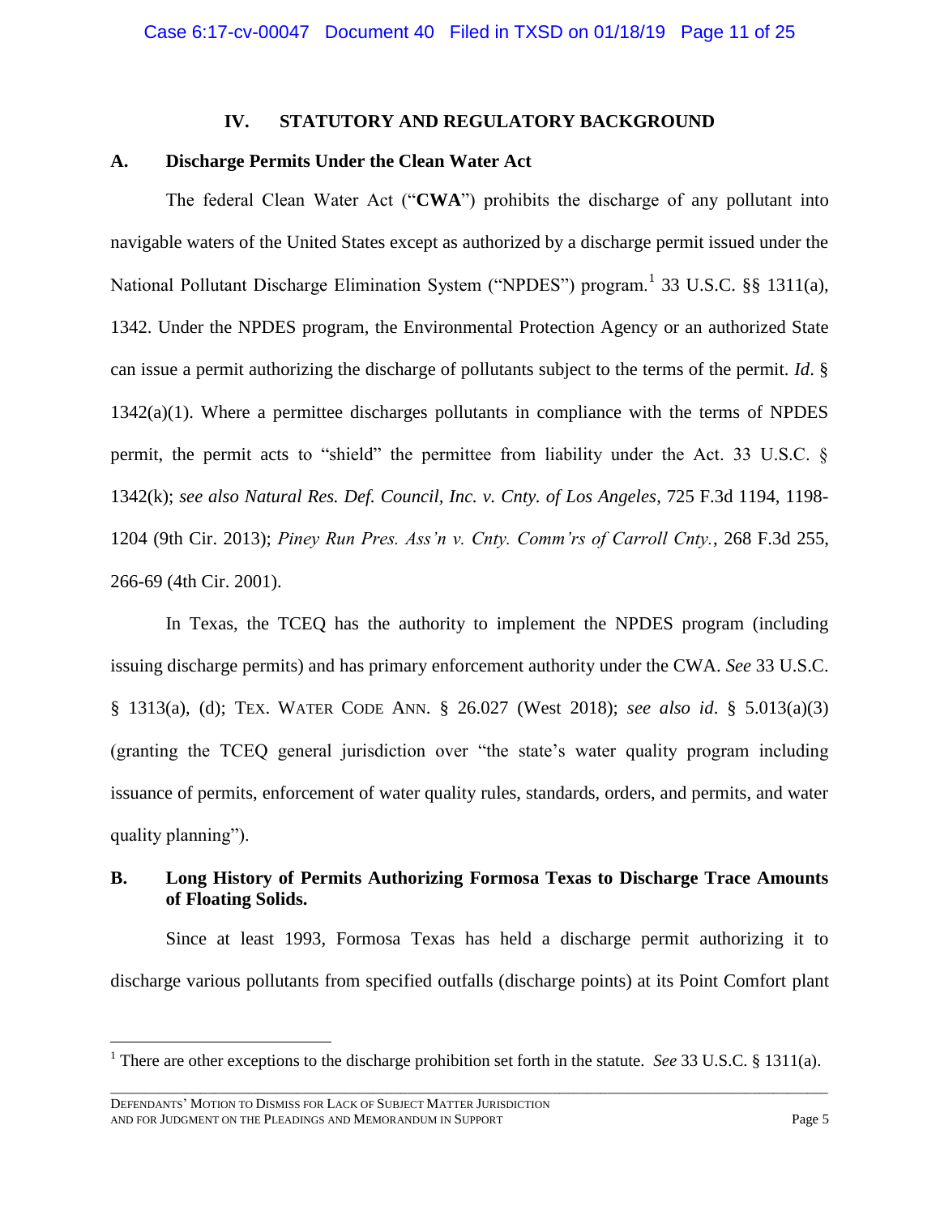## IV. STATUTORY AND REGULATORY BACKGROUND

### A. Discharge Permits Under the Clean Water Act

The federal Clean Water Act ("**CWA**") prohibits the discharge of any pollutant into navigable waters of the United States except as authorized by a discharge permit issued under the National Pollutant Discharge Elimination System ("NPDES") program.[1] 33 U.S.C. §§ 1311(a), 1342. Under the NPDES program, the Environmental Protection Agency or an authorized State can issue a permit authorizing the discharge of pollutants subject to the terms of the permit. *Id*. § 1342(a)(1). Where a permittee discharges pollutants in compliance with the terms of NPDES permit, the permit acts to "shield" the permittee from liability under the Act. 33 U.S.C. § 1342(k); *see also Natural Res. Def. Council, Inc. v. Cnty. of Los Angeles*, 725 F.3d 1194, 1198-1204 (9th Cir. 2013); *Piney Run Pres. Ass'n v. Cnty. Comm'rs of Carroll Cnty.*, 268 F.3d 255, 266-69 (4th Cir. 2001).

In Texas, the TCEQ has the authority to implement the NPDES program (including issuing discharge permits) and has primary enforcement authority under the CWA. *See* 33 U.S.C. § 1313(a), (d); TEX. WATER CODE ANN. § 26.027 (West 2018); *see also id*. § 5.013(a)(3) (granting the TCEQ general jurisdiction over "the state's water quality program including issuance of permits, enforcement of water quality rules, standards, orders, and permits, and water quality planning").

### B. Long History of Permits Authorizing Formosa Texas to Discharge Trace Amounts of Floating Solids.

Since at least 1993, Formosa Texas has held a discharge permit authorizing it to discharge various pollutants from specified outfalls (discharge points) at its Point Comfort plant

---

[1] There are other exceptions to the discharge prohibition set forth in the statute. *See* 33 U.S.C. § 1311(a).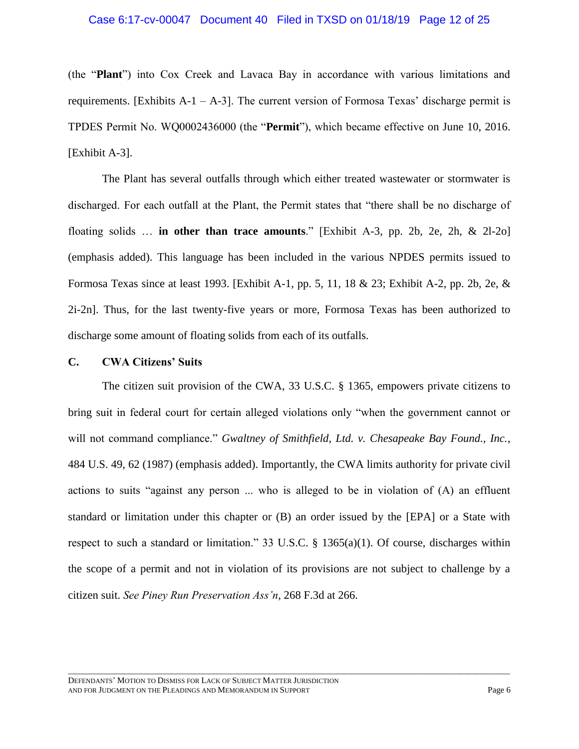(the "**Plant**") into Cox Creek and Lavaca Bay in accordance with various limitations and requirements. [Exhibits A-1 – A-3]. The current version of Formosa Texas' discharge permit is TPDES Permit No. WQ0002436000 (the "**Permit**"), which became effective on June 10, 2016. [Exhibit A-3].

The Plant has several outfalls through which either treated wastewater or stormwater is discharged. For each outfall at the Plant, the Permit states that "there shall be no discharge of floating solids … **in other than trace amounts**." [Exhibit A-3, pp. 2b, 2e, 2h, & 2l-2o] (emphasis added). This language has been included in the various NPDES permits issued to Formosa Texas since at least 1993. [Exhibit A-1, pp. 5, 11, 18 & 23; Exhibit A-2, pp. 2b, 2e, & 2i-2n]. Thus, for the last twenty-five years or more, Formosa Texas has been authorized to discharge some amount of floating solids from each of its outfalls.

### C. CWA Citizens' Suits

The citizen suit provision of the CWA, 33 U.S.C. § 1365, empowers private citizens to bring suit in federal court for certain alleged violations only "when the government cannot or will not command compliance." *Gwaltney of Smithfield, Ltd. v. Chesapeake Bay Found., Inc.*, 484 U.S. 49, 62 (1987) (emphasis added). Importantly, the CWA limits authority for private civil actions to suits "against any person ... who is alleged to be in violation of (A) an effluent standard or limitation under this chapter or (B) an order issued by the [EPA] or a State with respect to such a standard or limitation." 33 U.S.C. § 1365(a)(1). Of course, discharges within the scope of a permit and not in violation of its provisions are not subject to challenge by a citizen suit. *See Piney Run Preservation Ass'n*, 268 F.3d at 266.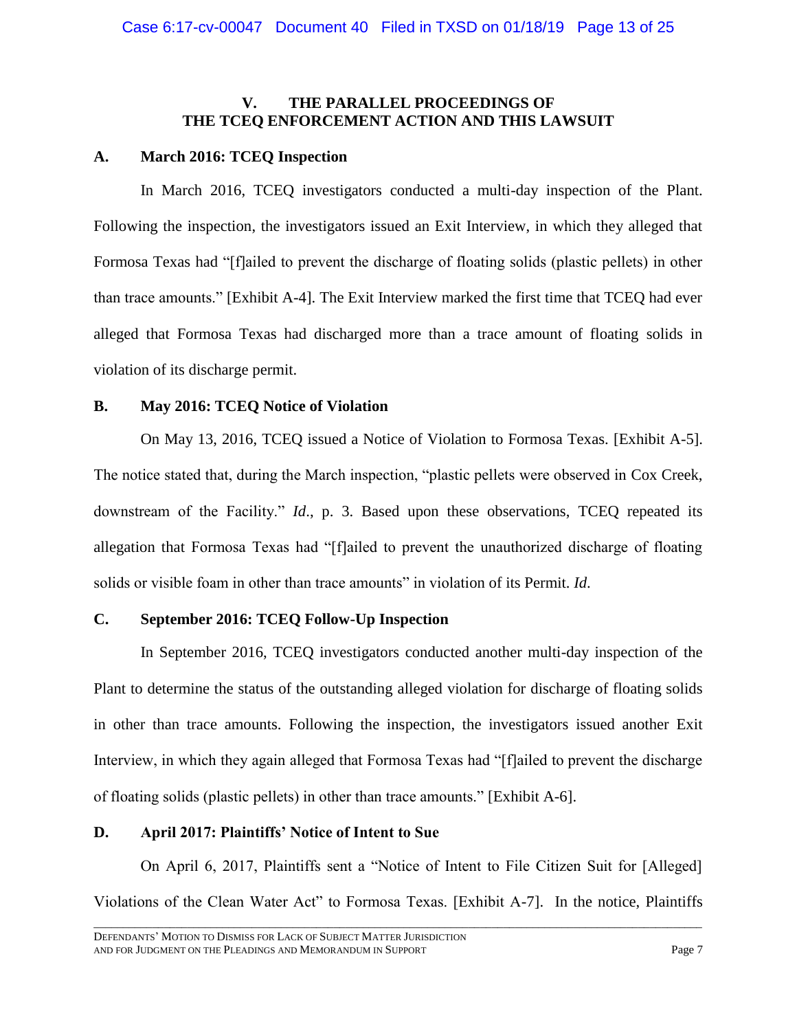## V. THE PARALLEL PROCEEDINGS OF THE TCEQ ENFORCEMENT ACTION AND THIS LAWSUIT

### A. March 2016: TCEQ Inspection

In March 2016, TCEQ investigators conducted a multi-day inspection of the Plant. Following the inspection, the investigators issued an Exit Interview, in which they alleged that Formosa Texas had "[f]ailed to prevent the discharge of floating solids (plastic pellets) in other than trace amounts." [Exhibit A-4]. The Exit Interview marked the first time that TCEQ had ever alleged that Formosa Texas had discharged more than a trace amount of floating solids in violation of its discharge permit.

### B. May 2016: TCEQ Notice of Violation

On May 13, 2016, TCEQ issued a Notice of Violation to Formosa Texas. [Exhibit A-5]. The notice stated that, during the March inspection, "plastic pellets were observed in Cox Creek, downstream of the Facility." *Id*., p. 3. Based upon these observations, TCEQ repeated its allegation that Formosa Texas had "[f]ailed to prevent the unauthorized discharge of floating solids or visible foam in other than trace amounts" in violation of its Permit. *Id*.

### C. September 2016: TCEQ Follow-Up Inspection

In September 2016, TCEQ investigators conducted another multi-day inspection of the Plant to determine the status of the outstanding alleged violation for discharge of floating solids in other than trace amounts. Following the inspection, the investigators issued another Exit Interview, in which they again alleged that Formosa Texas had "[f]ailed to prevent the discharge of floating solids (plastic pellets) in other than trace amounts." [Exhibit A-6].

### D. April 2017: Plaintiffs' Notice of Intent to Sue

On April 6, 2017, Plaintiffs sent a "Notice of Intent to File Citizen Suit for [Alleged] Violations of the Clean Water Act" to Formosa Texas. [Exhibit A-7]. In the notice, Plaintiffs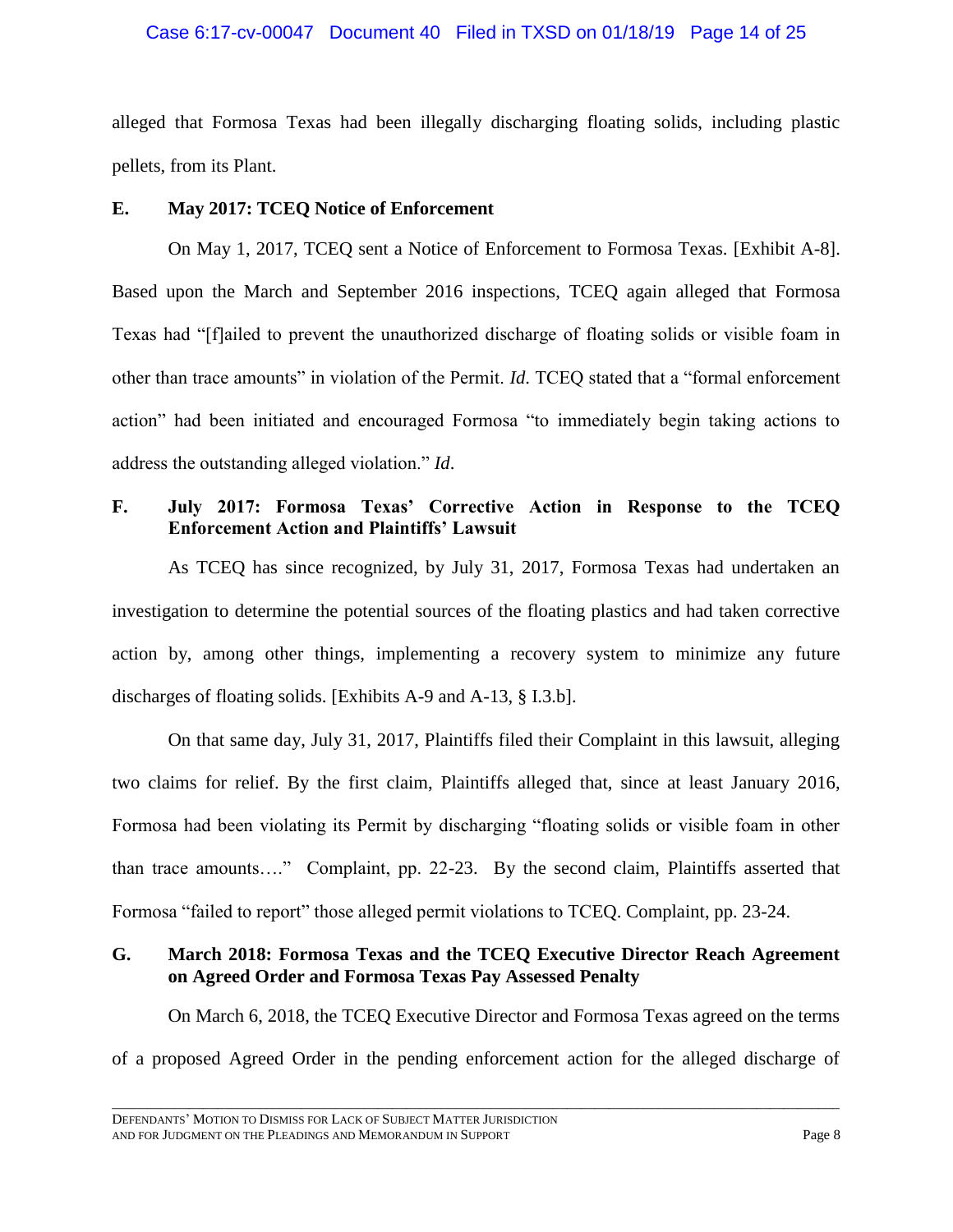alleged that Formosa Texas had been illegally discharging floating solids, including plastic pellets, from its Plant.

### E. May 2017: TCEQ Notice of Enforcement

On May 1, 2017, TCEQ sent a Notice of Enforcement to Formosa Texas. [Exhibit A-8]. Based upon the March and September 2016 inspections, TCEQ again alleged that Formosa Texas had "[f]ailed to prevent the unauthorized discharge of floating solids or visible foam in other than trace amounts" in violation of the Permit. *Id*. TCEQ stated that a "formal enforcement action" had been initiated and encouraged Formosa "to immediately begin taking actions to address the outstanding alleged violation." *Id*.

### F. July 2017: Formosa Texas' Corrective Action in Response to the TCEQ Enforcement Action and Plaintiffs' Lawsuit

As TCEQ has since recognized, by July 31, 2017, Formosa Texas had undertaken an investigation to determine the potential sources of the floating plastics and had taken corrective action by, among other things, implementing a recovery system to minimize any future discharges of floating solids. [Exhibits A-9 and A-13, § I.3.b].

On that same day, July 31, 2017, Plaintiffs filed their Complaint in this lawsuit, alleging two claims for relief. By the first claim, Plaintiffs alleged that, since at least January 2016, Formosa had been violating its Permit by discharging "floating solids or visible foam in other than trace amounts…." Complaint, pp. 22-23. By the second claim, Plaintiffs asserted that Formosa "failed to report" those alleged permit violations to TCEQ. Complaint, pp. 23-24.

### G. March 2018: Formosa Texas and the TCEQ Executive Director Reach Agreement on Agreed Order and Formosa Texas Pay Assessed Penalty

On March 6, 2018, the TCEQ Executive Director and Formosa Texas agreed on the terms of a proposed Agreed Order in the pending enforcement action for the alleged discharge of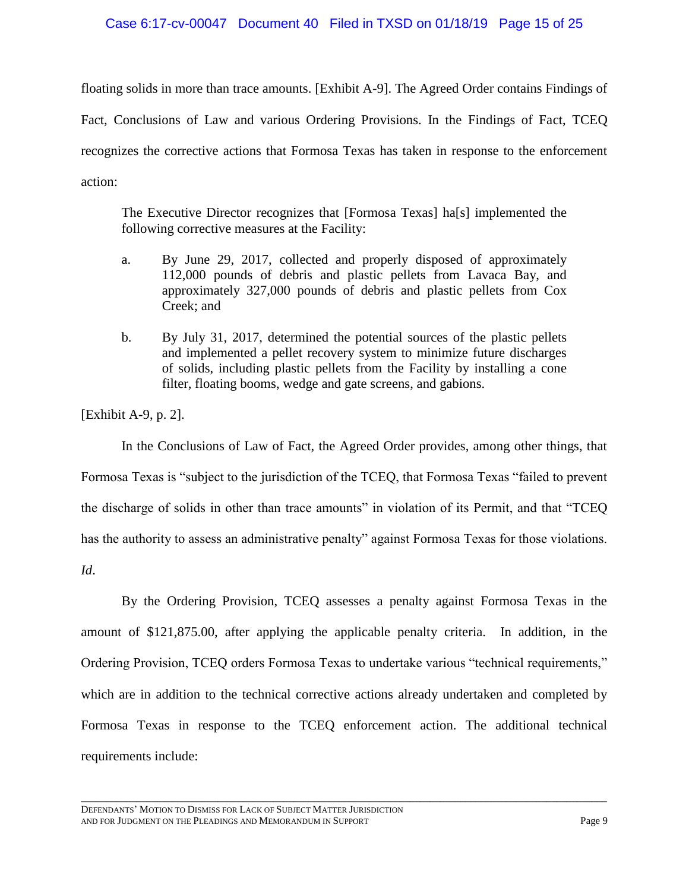floating solids in more than trace amounts. [Exhibit A-9]. The Agreed Order contains Findings of Fact, Conclusions of Law and various Ordering Provisions. In the Findings of Fact, TCEQ recognizes the corrective actions that Formosa Texas has taken in response to the enforcement action:

> The Executive Director recognizes that [Formosa Texas] ha[s] implemented the following corrective measures at the Facility:
>
> a. By June 29, 2017, collected and properly disposed of approximately 112,000 pounds of debris and plastic pellets from Lavaca Bay, and approximately 327,000 pounds of debris and plastic pellets from Cox Creek; and
>
> b. By July 31, 2017, determined the potential sources of the plastic pellets and implemented a pellet recovery system to minimize future discharges of solids, including plastic pellets from the Facility by installing a cone filter, floating booms, wedge and gate screens, and gabions.

[Exhibit A-9, p. 2].

In the Conclusions of Law of Fact, the Agreed Order provides, among other things, that Formosa Texas is "subject to the jurisdiction of the TCEQ, that Formosa Texas "failed to prevent the discharge of solids in other than trace amounts" in violation of its Permit, and that "TCEQ has the authority to assess an administrative penalty" against Formosa Texas for those violations. *Id*.

By the Ordering Provision, TCEQ assesses a penalty against Formosa Texas in the amount of $121,875.00, after applying the applicable penalty criteria. In addition, in the Ordering Provision, TCEQ orders Formosa Texas to undertake various "technical requirements," which are in addition to the technical corrective actions already undertaken and completed by Formosa Texas in response to the TCEQ enforcement action. The additional technical requirements include: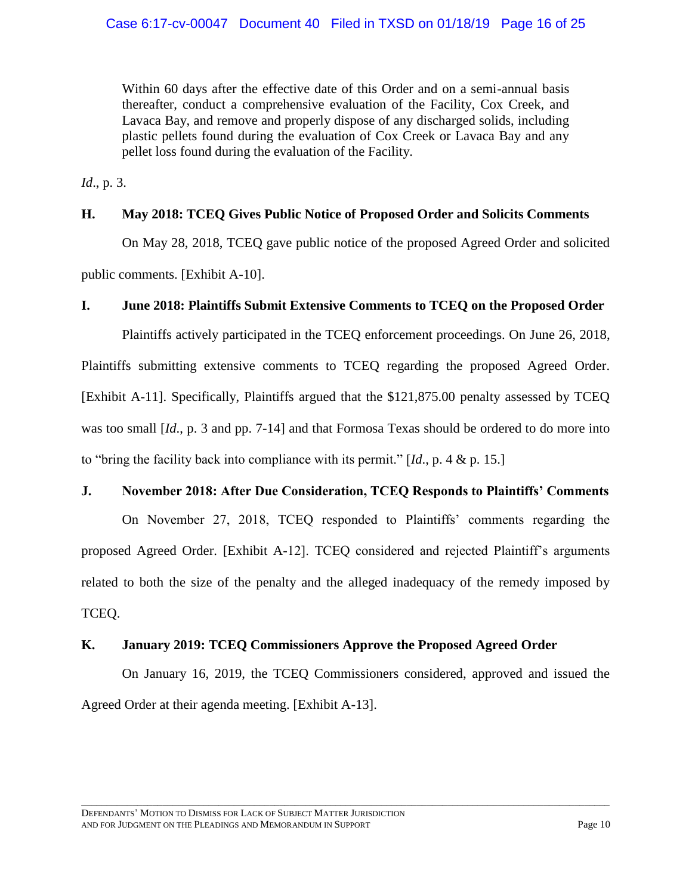> Within 60 days after the effective date of this Order and on a semi-annual basis thereafter, conduct a comprehensive evaluation of the Facility, Cox Creek, and Lavaca Bay, and remove and properly dispose of any discharged solids, including plastic pellets found during the evaluation of Cox Creek or Lavaca Bay and any pellet loss found during the evaluation of the Facility.

*Id*., p. 3.

### H. May 2018: TCEQ Gives Public Notice of Proposed Order and Solicits Comments

On May 28, 2018, TCEQ gave public notice of the proposed Agreed Order and solicited public comments. [Exhibit A-10].

### I. June 2018: Plaintiffs Submit Extensive Comments to TCEQ on the Proposed Order

Plaintiffs actively participated in the TCEQ enforcement proceedings. On June 26, 2018, Plaintiffs submitting extensive comments to TCEQ regarding the proposed Agreed Order. [Exhibit A-11]. Specifically, Plaintiffs argued that the $121,875.00 penalty assessed by TCEQ was too small [*Id*., p. 3 and pp. 7-14] and that Formosa Texas should be ordered to do more into to "bring the facility back into compliance with its permit." [*Id*., p. 4 & p. 15.]

### J. November 2018: After Due Consideration, TCEQ Responds to Plaintiffs' Comments

On November 27, 2018, TCEQ responded to Plaintiffs' comments regarding the proposed Agreed Order. [Exhibit A-12]. TCEQ considered and rejected Plaintiff's arguments related to both the size of the penalty and the alleged inadequacy of the remedy imposed by TCEQ.

### K. January 2019: TCEQ Commissioners Approve the Proposed Agreed Order

On January 16, 2019, the TCEQ Commissioners considered, approved and issued the Agreed Order at their agenda meeting. [Exhibit A-13].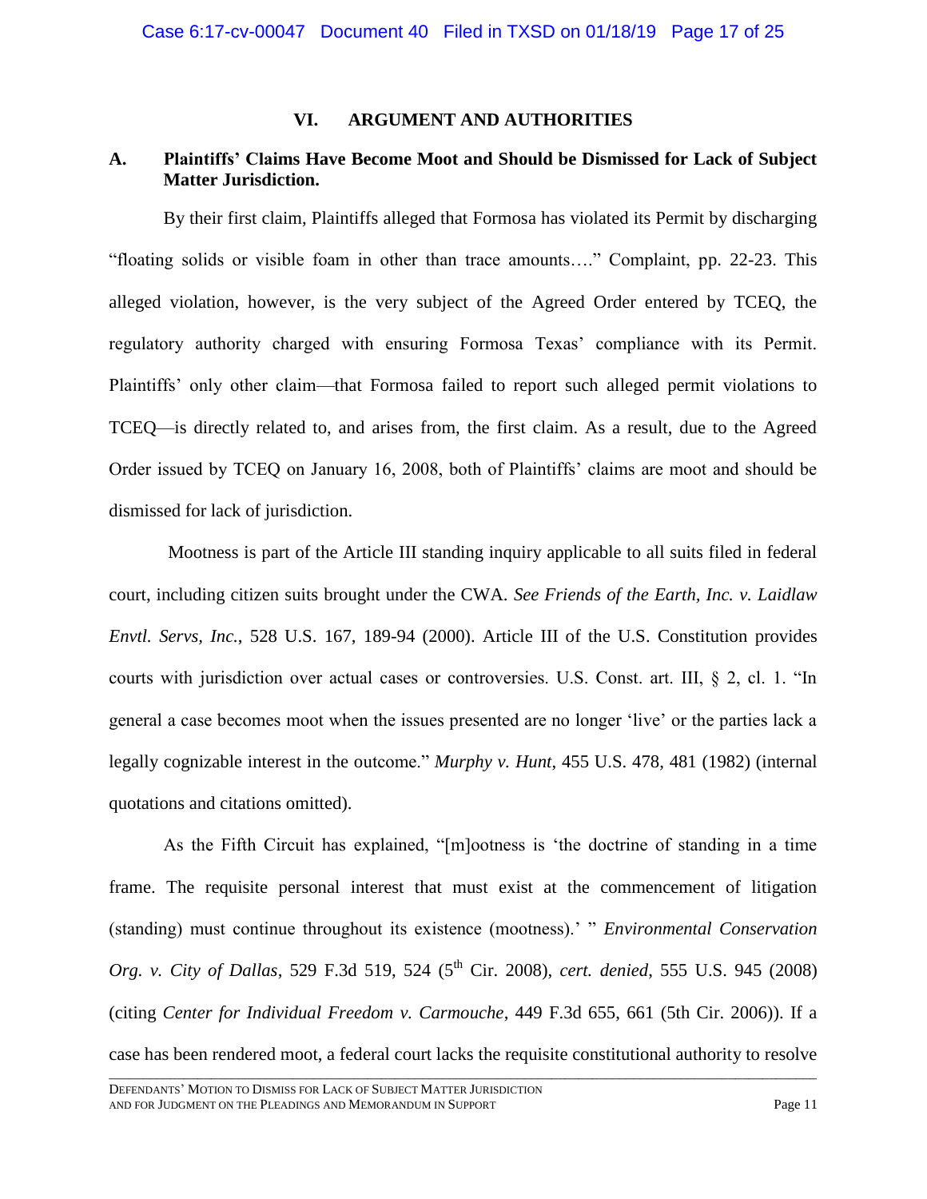## VI. ARGUMENT AND AUTHORITIES

### A. Plaintiffs' Claims Have Become Moot and Should be Dismissed for Lack of Subject Matter Jurisdiction.

By their first claim, Plaintiffs alleged that Formosa has violated its Permit by discharging "floating solids or visible foam in other than trace amounts…." Complaint, pp. 22-23. This alleged violation, however, is the very subject of the Agreed Order entered by TCEQ, the regulatory authority charged with ensuring Formosa Texas' compliance with its Permit. Plaintiffs' only other claim—that Formosa failed to report such alleged permit violations to TCEQ—is directly related to, and arises from, the first claim. As a result, due to the Agreed Order issued by TCEQ on January 16, 2008, both of Plaintiffs' claims are moot and should be dismissed for lack of jurisdiction.

Mootness is part of the Article III standing inquiry applicable to all suits filed in federal court, including citizen suits brought under the CWA. *See Friends of the Earth, Inc. v. Laidlaw Envtl. Servs, Inc.*, 528 U.S. 167, 189-94 (2000). Article III of the U.S. Constitution provides courts with jurisdiction over actual cases or controversies. U.S. Const. art. III, § 2, cl. 1. "In general a case becomes moot when the issues presented are no longer 'live' or the parties lack a legally cognizable interest in the outcome." *Murphy v. Hunt*, 455 U.S. 478, 481 (1982) (internal quotations and citations omitted).

As the Fifth Circuit has explained, "[m]ootness is 'the doctrine of standing in a time frame. The requisite personal interest that must exist at the commencement of litigation (standing) must continue throughout its existence (mootness).' " *Environmental Conservation Org. v. City of Dallas*, 529 F.3d 519, 524 (5th Cir. 2008), *cert. denied*, 555 U.S. 945 (2008) (citing *Center for Individual Freedom v. Carmouche*, 449 F.3d 655, 661 (5th Cir. 2006)). If a case has been rendered moot, a federal court lacks the requisite constitutional authority to resolve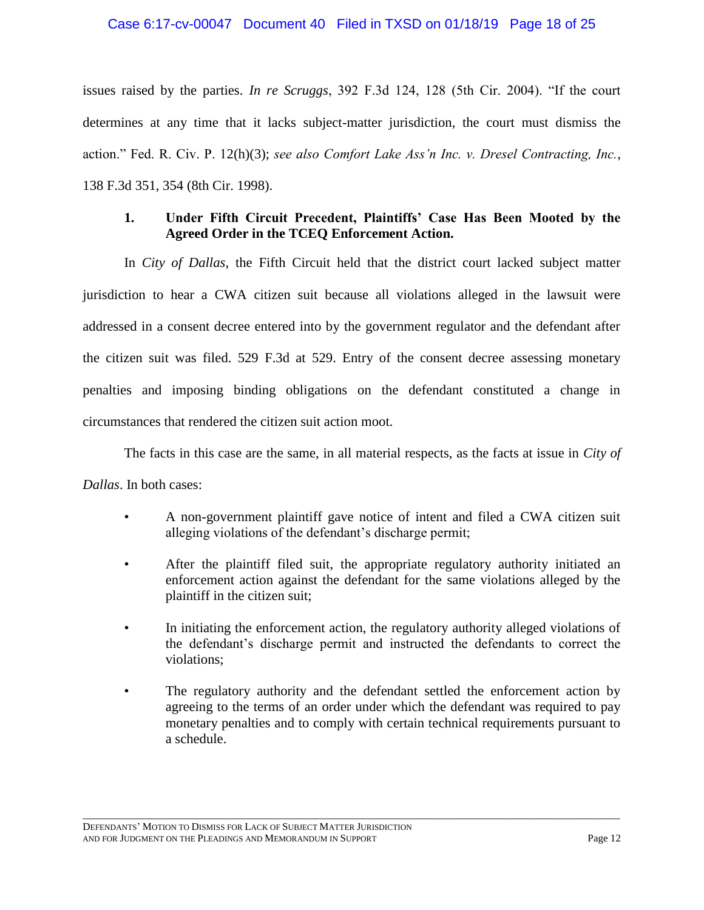issues raised by the parties. *In re Scruggs*, 392 F.3d 124, 128 (5th Cir. 2004). "If the court determines at any time that it lacks subject-matter jurisdiction, the court must dismiss the action." Fed. R. Civ. P. 12(h)(3); *see also Comfort Lake Ass'n Inc. v. Dresel Contracting, Inc.*, 138 F.3d 351, 354 (8th Cir. 1998).

### 1. Under Fifth Circuit Precedent, Plaintiffs' Case Has Been Mooted by the Agreed Order in the TCEQ Enforcement Action.

In *City of Dallas*, the Fifth Circuit held that the district court lacked subject matter jurisdiction to hear a CWA citizen suit because all violations alleged in the lawsuit were addressed in a consent decree entered into by the government regulator and the defendant after the citizen suit was filed. 529 F.3d at 529. Entry of the consent decree assessing monetary penalties and imposing binding obligations on the defendant constituted a change in circumstances that rendered the citizen suit action moot.

The facts in this case are the same, in all material respects, as the facts at issue in *City of Dallas*. In both cases:

- A non-government plaintiff gave notice of intent and filed a CWA citizen suit alleging violations of the defendant's discharge permit;
- After the plaintiff filed suit, the appropriate regulatory authority initiated an enforcement action against the defendant for the same violations alleged by the plaintiff in the citizen suit;
- In initiating the enforcement action, the regulatory authority alleged violations of the defendant's discharge permit and instructed the defendants to correct the violations;
- The regulatory authority and the defendant settled the enforcement action by agreeing to the terms of an order under which the defendant was required to pay monetary penalties and to comply with certain technical requirements pursuant to a schedule.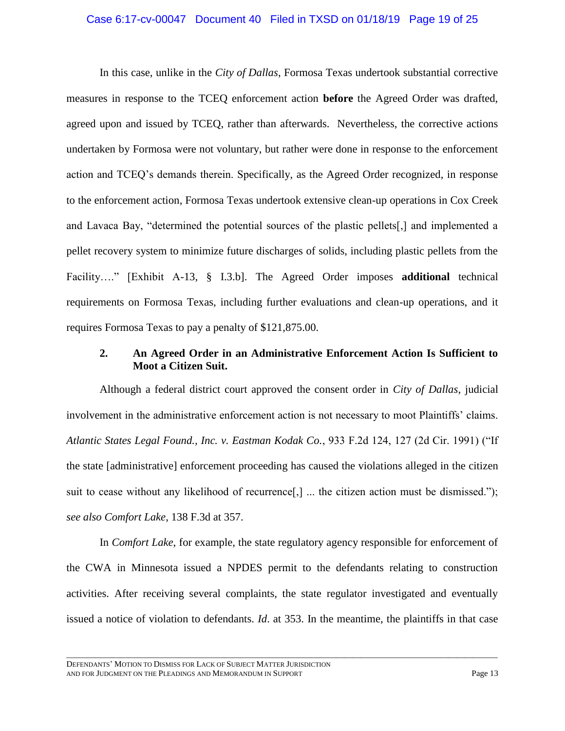In this case, unlike in the *City of Dallas*, Formosa Texas undertook substantial corrective measures in response to the TCEQ enforcement action **before** the Agreed Order was drafted, agreed upon and issued by TCEQ, rather than afterwards. Nevertheless, the corrective actions undertaken by Formosa were not voluntary, but rather were done in response to the enforcement action and TCEQ's demands therein. Specifically, as the Agreed Order recognized, in response to the enforcement action, Formosa Texas undertook extensive clean-up operations in Cox Creek and Lavaca Bay, "determined the potential sources of the plastic pellets[,] and implemented a pellet recovery system to minimize future discharges of solids, including plastic pellets from the Facility…." [Exhibit A-13, § I.3.b]. The Agreed Order imposes **additional** technical requirements on Formosa Texas, including further evaluations and clean-up operations, and it requires Formosa Texas to pay a penalty of $121,875.00.

### 2. An Agreed Order in an Administrative Enforcement Action Is Sufficient to Moot a Citizen Suit.

Although a federal district court approved the consent order in *City of Dallas*, judicial involvement in the administrative enforcement action is not necessary to moot Plaintiffs' claims. *Atlantic States Legal Found., Inc. v. Eastman Kodak Co.*, 933 F.2d 124, 127 (2d Cir. 1991) ("If the state [administrative] enforcement proceeding has caused the violations alleged in the citizen suit to cease without any likelihood of recurrence[,] ... the citizen action must be dismissed."); *see also Comfort Lake*, 138 F.3d at 357.

In *Comfort Lake*, for example, the state regulatory agency responsible for enforcement of the CWA in Minnesota issued a NPDES permit to the defendants relating to construction activities. After receiving several complaints, the state regulator investigated and eventually issued a notice of violation to defendants. *Id*. at 353. In the meantime, the plaintiffs in that case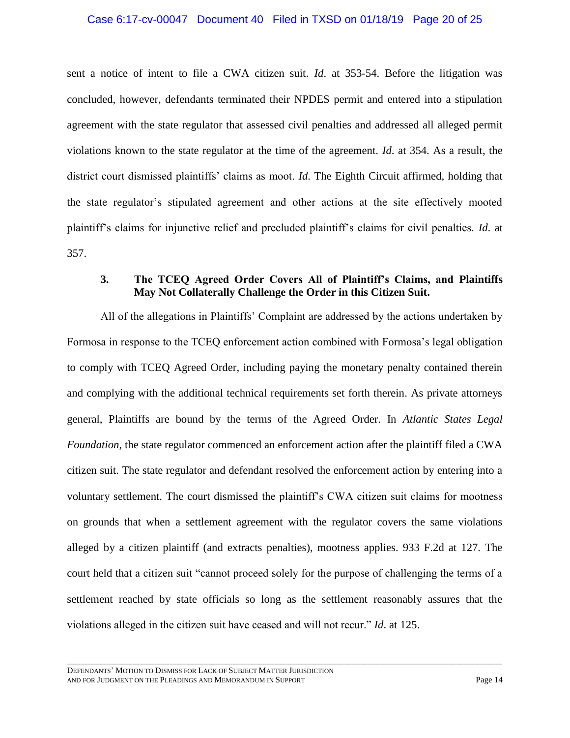sent a notice of intent to file a CWA citizen suit. *Id*. at 353-54. Before the litigation was concluded, however, defendants terminated their NPDES permit and entered into a stipulation agreement with the state regulator that assessed civil penalties and addressed all alleged permit violations known to the state regulator at the time of the agreement. *Id*. at 354. As a result, the district court dismissed plaintiffs' claims as moot. *Id*. The Eighth Circuit affirmed, holding that the state regulator's stipulated agreement and other actions at the site effectively mooted plaintiff's claims for injunctive relief and precluded plaintiff's claims for civil penalties. *Id*. at 357.

### 3. The TCEQ Agreed Order Covers All of Plaintiff's Claims, and Plaintiffs May Not Collaterally Challenge the Order in this Citizen Suit.

All of the allegations in Plaintiffs' Complaint are addressed by the actions undertaken by Formosa in response to the TCEQ enforcement action combined with Formosa's legal obligation to comply with TCEQ Agreed Order, including paying the monetary penalty contained therein and complying with the additional technical requirements set forth therein. As private attorneys general, Plaintiffs are bound by the terms of the Agreed Order. In *Atlantic States Legal Foundation*, the state regulator commenced an enforcement action after the plaintiff filed a CWA citizen suit. The state regulator and defendant resolved the enforcement action by entering into a voluntary settlement. The court dismissed the plaintiff's CWA citizen suit claims for mootness on grounds that when a settlement agreement with the regulator covers the same violations alleged by a citizen plaintiff (and extracts penalties), mootness applies. 933 F.2d at 127. The court held that a citizen suit "cannot proceed solely for the purpose of challenging the terms of a settlement reached by state officials so long as the settlement reasonably assures that the violations alleged in the citizen suit have ceased and will not recur." *Id*. at 125.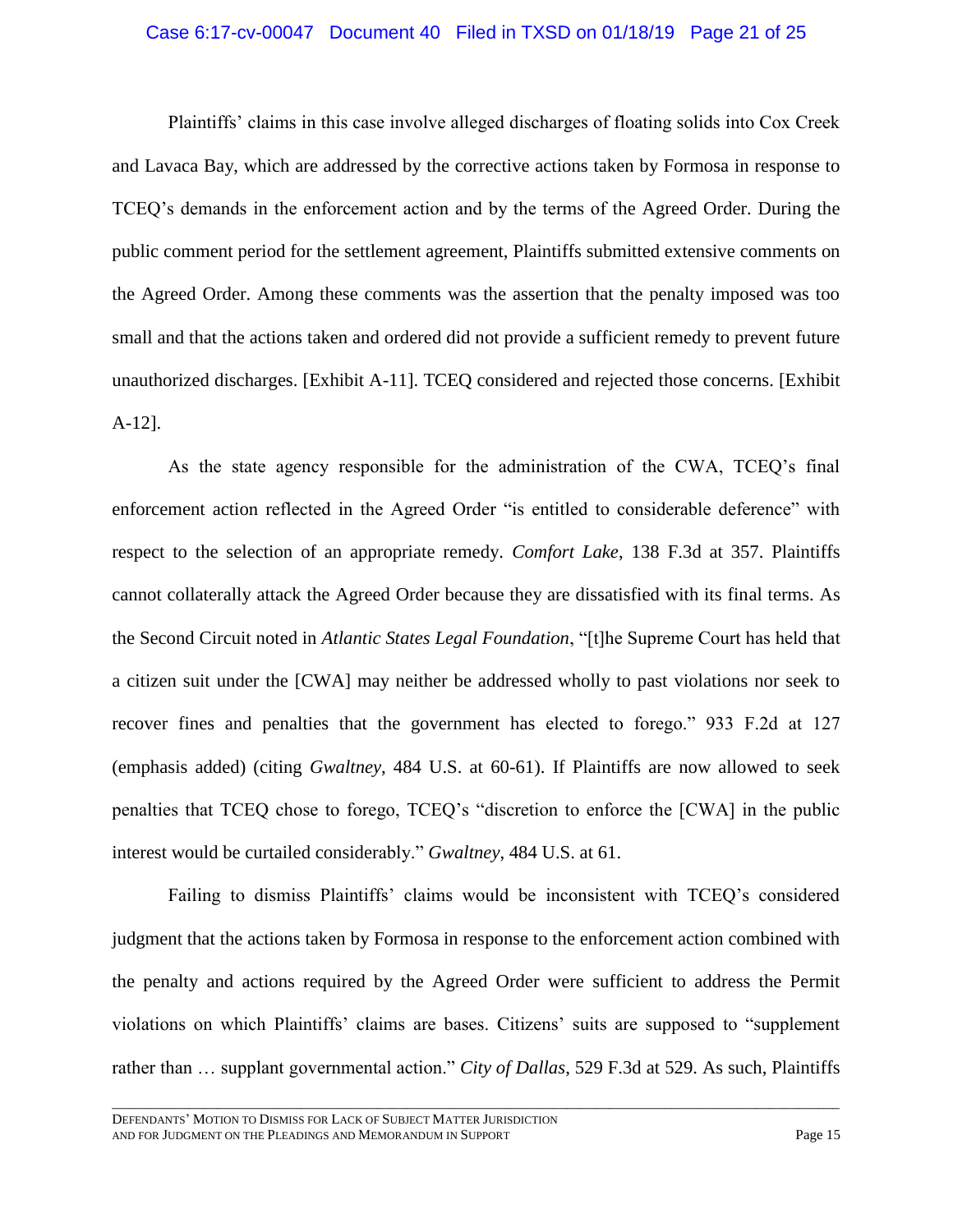Plaintiffs' claims in this case involve alleged discharges of floating solids into Cox Creek and Lavaca Bay, which are addressed by the corrective actions taken by Formosa in response to TCEQ's demands in the enforcement action and by the terms of the Agreed Order. During the public comment period for the settlement agreement, Plaintiffs submitted extensive comments on the Agreed Order. Among these comments was the assertion that the penalty imposed was too small and that the actions taken and ordered did not provide a sufficient remedy to prevent future unauthorized discharges. [Exhibit A-11]. TCEQ considered and rejected those concerns. [Exhibit A-12].

As the state agency responsible for the administration of the CWA, TCEQ's final enforcement action reflected in the Agreed Order "is entitled to considerable deference" with respect to the selection of an appropriate remedy. *Comfort Lake*, 138 F.3d at 357. Plaintiffs cannot collaterally attack the Agreed Order because they are dissatisfied with its final terms. As the Second Circuit noted in *Atlantic States Legal Foundation*, "[t]he Supreme Court has held that a citizen suit under the [CWA] may neither be addressed wholly to past violations nor seek to recover fines and penalties that the government has elected to forego." 933 F.2d at 127 (emphasis added) (citing *Gwaltney*, 484 U.S. at 60-61). If Plaintiffs are now allowed to seek penalties that TCEQ chose to forego, TCEQ's "discretion to enforce the [CWA] in the public interest would be curtailed considerably." *Gwaltney*, 484 U.S. at 61.

Failing to dismiss Plaintiffs' claims would be inconsistent with TCEQ's considered judgment that the actions taken by Formosa in response to the enforcement action combined with the penalty and actions required by the Agreed Order were sufficient to address the Permit violations on which Plaintiffs' claims are bases. Citizens' suits are supposed to "supplement rather than … supplant governmental action." *City of Dallas*, 529 F.3d at 529. As such, Plaintiffs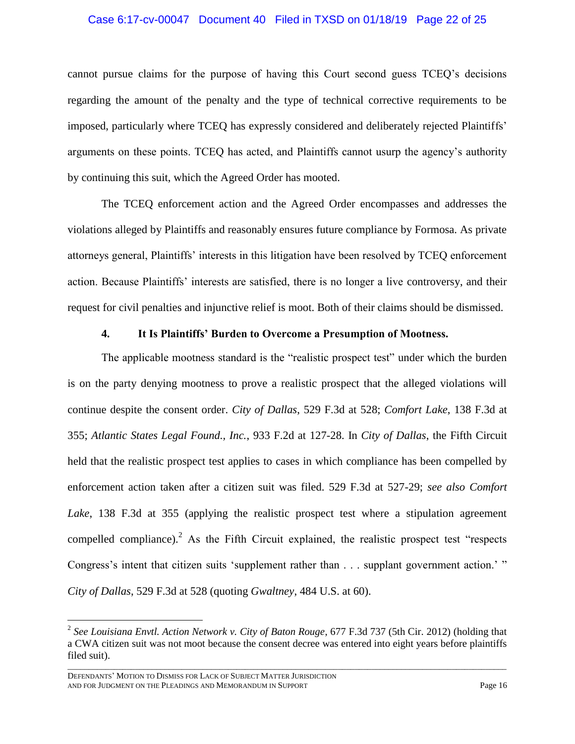cannot pursue claims for the purpose of having this Court second guess TCEQ's decisions regarding the amount of the penalty and the type of technical corrective requirements to be imposed, particularly where TCEQ has expressly considered and deliberately rejected Plaintiffs' arguments on these points. TCEQ has acted, and Plaintiffs cannot usurp the agency's authority by continuing this suit, which the Agreed Order has mooted.

The TCEQ enforcement action and the Agreed Order encompasses and addresses the violations alleged by Plaintiffs and reasonably ensures future compliance by Formosa. As private attorneys general, Plaintiffs' interests in this litigation have been resolved by TCEQ enforcement action. Because Plaintiffs' interests are satisfied, there is no longer a live controversy, and their request for civil penalties and injunctive relief is moot. Both of their claims should be dismissed.

#### 4. It Is Plaintiffs' Burden to Overcome a Presumption of Mootness.

The applicable mootness standard is the "realistic prospect test" under which the burden is on the party denying mootness to prove a realistic prospect that the alleged violations will continue despite the consent order. *City of Dallas*, 529 F.3d at 528; *Comfort Lake*, 138 F.3d at 355; *Atlantic States Legal Found., Inc.*, 933 F.2d at 127-28. In *City of Dallas*, the Fifth Circuit held that the realistic prospect test applies to cases in which compliance has been compelled by enforcement action taken after a citizen suit was filed. 529 F.3d at 527-29; *see also Comfort Lake*, 138 F.3d at 355 (applying the realistic prospect test where a stipulation agreement compelled compliance).[2] As the Fifth Circuit explained, the realistic prospect test "respects Congress's intent that citizen suits 'supplement rather than . . . supplant government action.' " *City of Dallas*, 529 F.3d at 528 (quoting *Gwaltney*, 484 U.S. at 60).

---

[2] *See Louisiana Envtl. Action Network v. City of Baton Rouge*, 677 F.3d 737 (5th Cir. 2012) (holding that a CWA citizen suit was not moot because the consent decree was entered into eight years before plaintiffs filed suit).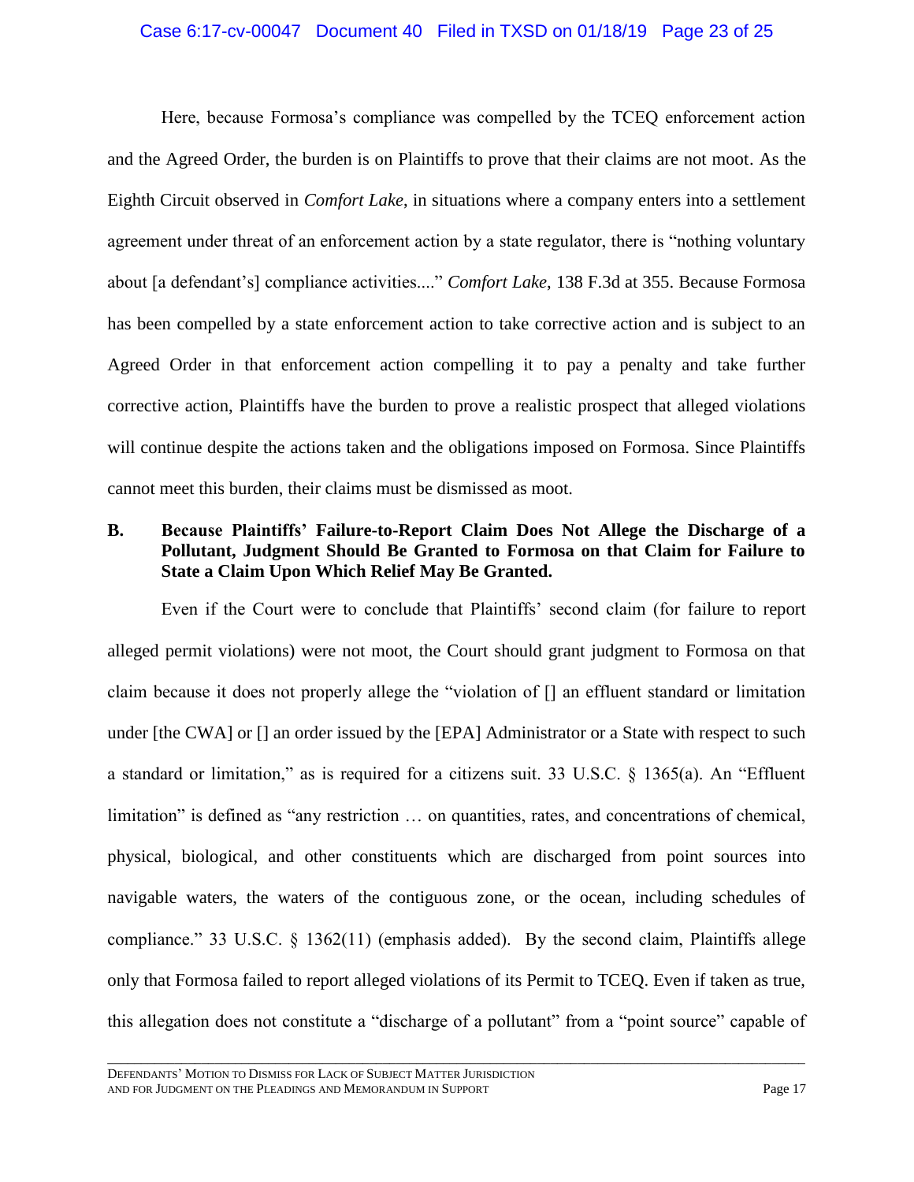Here, because Formosa's compliance was compelled by the TCEQ enforcement action and the Agreed Order, the burden is on Plaintiffs to prove that their claims are not moot. As the Eighth Circuit observed in *Comfort Lake*, in situations where a company enters into a settlement agreement under threat of an enforcement action by a state regulator, there is "nothing voluntary about [a defendant's] compliance activities...." *Comfort Lake*, 138 F.3d at 355. Because Formosa has been compelled by a state enforcement action to take corrective action and is subject to an Agreed Order in that enforcement action compelling it to pay a penalty and take further corrective action, Plaintiffs have the burden to prove a realistic prospect that alleged violations will continue despite the actions taken and the obligations imposed on Formosa. Since Plaintiffs cannot meet this burden, their claims must be dismissed as moot.

### B. Because Plaintiffs' Failure-to-Report Claim Does Not Allege the Discharge of a Pollutant, Judgment Should Be Granted to Formosa on that Claim for Failure to State a Claim Upon Which Relief May Be Granted.

Even if the Court were to conclude that Plaintiffs' second claim (for failure to report alleged permit violations) were not moot, the Court should grant judgment to Formosa on that claim because it does not properly allege the "violation of [] an effluent standard or limitation under [the CWA] or [] an order issued by the [EPA] Administrator or a State with respect to such a standard or limitation," as is required for a citizens suit. 33 U.S.C. § 1365(a). An "Effluent limitation" is defined as "any restriction … on quantities, rates, and concentrations of chemical, physical, biological, and other constituents which are discharged from point sources into navigable waters, the waters of the contiguous zone, or the ocean, including schedules of compliance." 33 U.S.C. § 1362(11) (emphasis added). By the second claim, Plaintiffs allege only that Formosa failed to report alleged violations of its Permit to TCEQ. Even if taken as true, this allegation does not constitute a "discharge of a pollutant" from a "point source" capable of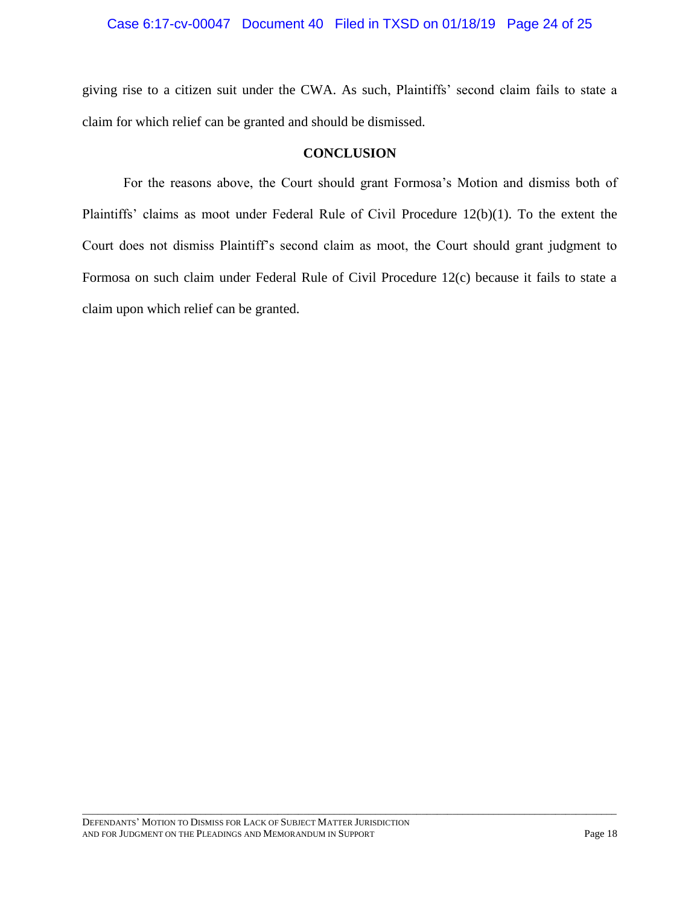giving rise to a citizen suit under the CWA. As such, Plaintiffs' second claim fails to state a claim for which relief can be granted and should be dismissed.

## CONCLUSION

For the reasons above, the Court should grant Formosa's Motion and dismiss both of Plaintiffs' claims as moot under Federal Rule of Civil Procedure 12(b)(1). To the extent the Court does not dismiss Plaintiff's second claim as moot, the Court should grant judgment to Formosa on such claim under Federal Rule of Civil Procedure 12(c) because it fails to state a claim upon which relief can be granted.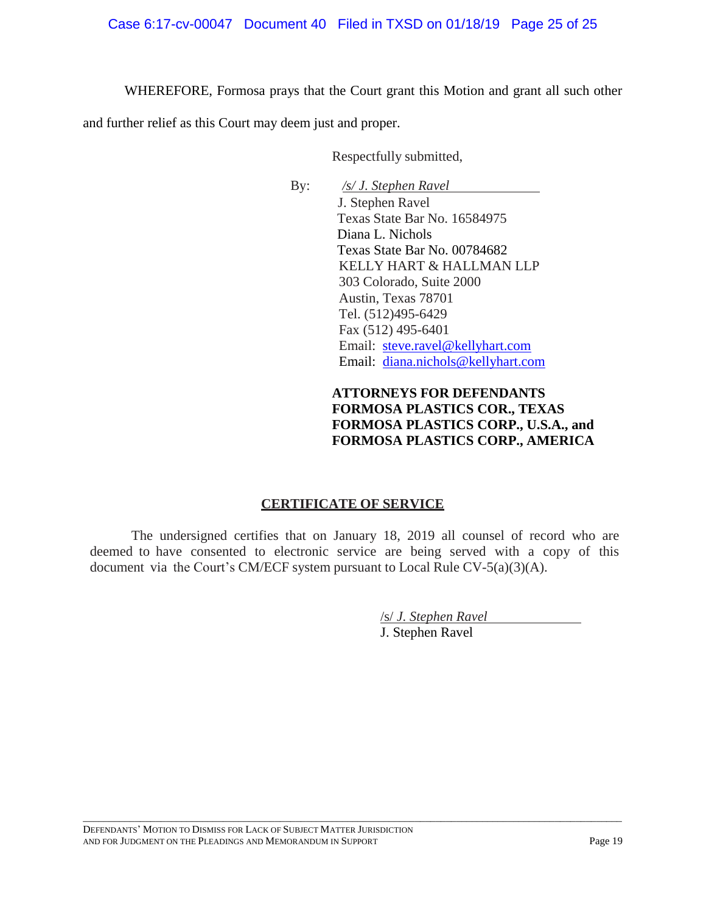WHEREFORE, Formosa prays that the Court grant this Motion and grant all such other and further relief as this Court may deem just and proper.

Respectfully submitted,

By: */s/ J. Stephen Ravel*
J. Stephen Ravel
Texas State Bar No. 16584975
Diana L. Nichols
Texas State Bar No. 00784682
KELLY HART & HALLMAN LLP
303 Colorado, Suite 2000
Austin, Texas 78701
Tel. (512)495-6429
Fax (512) 495-6401
Email: steve.ravel@kellyhart.com
Email: diana.nichols@kellyhart.com

**ATTORNEYS FOR DEFENDANTS FORMOSA PLASTICS COR., TEXAS FORMOSA PLASTICS CORP., U.S.A., and FORMOSA PLASTICS CORP., AMERICA**

## CERTIFICATE OF SERVICE

The undersigned certifies that on January 18, 2019 all counsel of record who are deemed to have consented to electronic service are being served with a copy of this document via the Court's CM/ECF system pursuant to Local Rule CV-5(a)(3)(A).

/s/ *J. Stephen Ravel*
J. Stephen Ravel